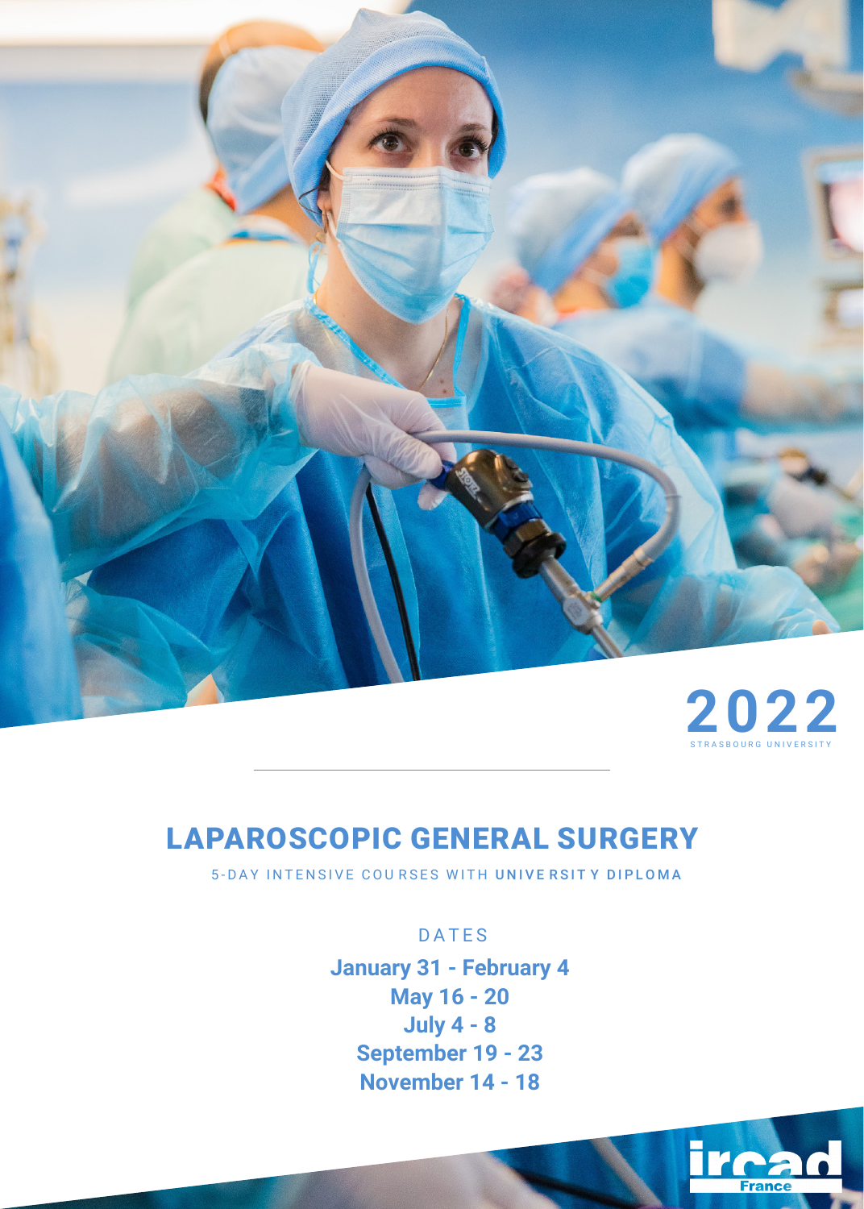2022

STRASBOURG UNIVERSITY

# LAPAROSCOPIC GENERAL SURGERY

5-DAY INTENSIVE COURSES WITH **UNIVERSITY DIPLOMA**

DATES

**January 31 - February 4**
**May 16 - 20**
**July 4 - 8**
**September 19 - 23**
**November 14 - 18**

ircad France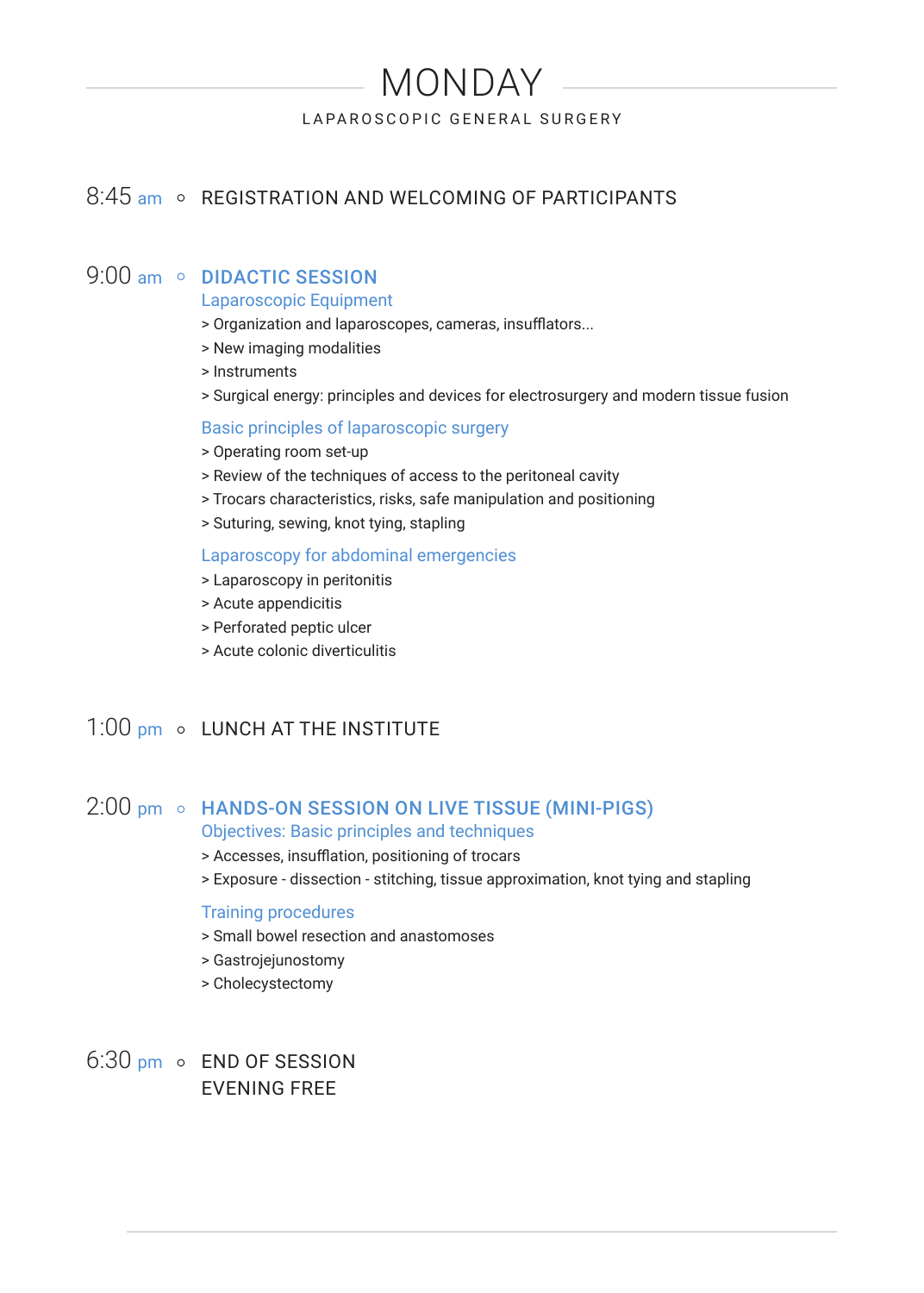# MONDAY

## LAPAROSCOPIC GENERAL SURGERY

8:45 am ○ REGISTRATION AND WELCOMING OF PARTICIPANTS

9:00 am ○ **DIDACTIC SESSION**

Laparoscopic Equipment

> Organization and laparoscopes, cameras, insufflators...
> New imaging modalities
> Instruments
> Surgical energy: principles and devices for electrosurgery and modern tissue fusion

Basic principles of laparoscopic surgery

> Operating room set-up
> Review of the techniques of access to the peritoneal cavity
> Trocars characteristics, risks, safe manipulation and positioning
> Suturing, sewing, knot tying, stapling

Laparoscopy for abdominal emergencies

> Laparoscopy in peritonitis
> Acute appendicitis
> Perforated peptic ulcer
> Acute colonic diverticulitis

1:00 pm ○ LUNCH AT THE INSTITUTE

2:00 pm ○ **HANDS-ON SESSION ON LIVE TISSUE (MINI-PIGS)**

Objectives: Basic principles and techniques

> Accesses, insufflation, positioning of trocars
> Exposure - dissection - stitching, tissue approximation, knot tying and stapling

Training procedures

> Small bowel resection and anastomoses
> Gastrojejunostomy
> Cholecystectomy

6:30 pm ○ END OF SESSION
EVENING FREE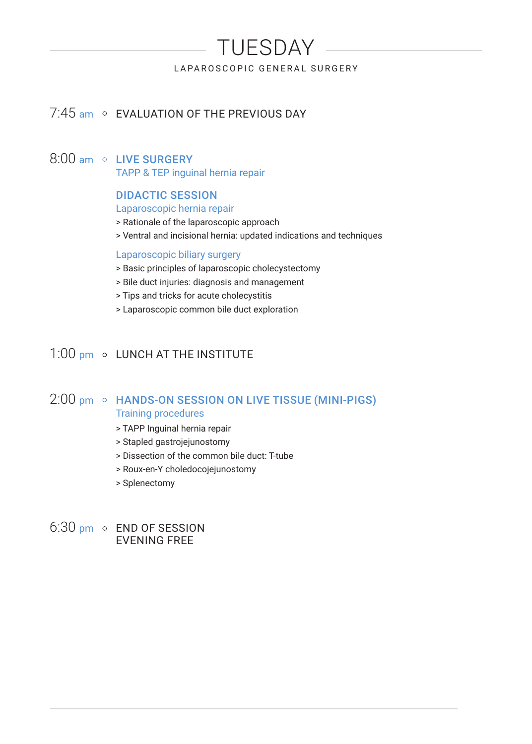# TUESDAY

LAPAROSCOPIC GENERAL SURGERY

7:45 am ◦ EVALUATION OF THE PREVIOUS DAY

8:00 am ◦ **LIVE SURGERY**

TAPP & TEP inguinal hernia repair

**DIDACTIC SESSION**

Laparoscopic hernia repair

> Rationale of the laparoscopic approach

> Ventral and incisional hernia: updated indications and techniques

Laparoscopic biliary surgery

> Basic principles of laparoscopic cholecystectomy

> Bile duct injuries: diagnosis and management

> Tips and tricks for acute cholecystitis

> Laparoscopic common bile duct exploration

1:00 pm ◦ LUNCH AT THE INSTITUTE

2:00 pm ◦ **HANDS-ON SESSION ON LIVE TISSUE (MINI-PIGS)**

Training procedures

> TAPP Inguinal hernia repair

> Stapled gastrojejunostomy

> Dissection of the common bile duct: T-tube

> Roux-en-Y choledocojejunostomy

> Splenectomy

6:30 pm ◦ END OF SESSION

EVENING FREE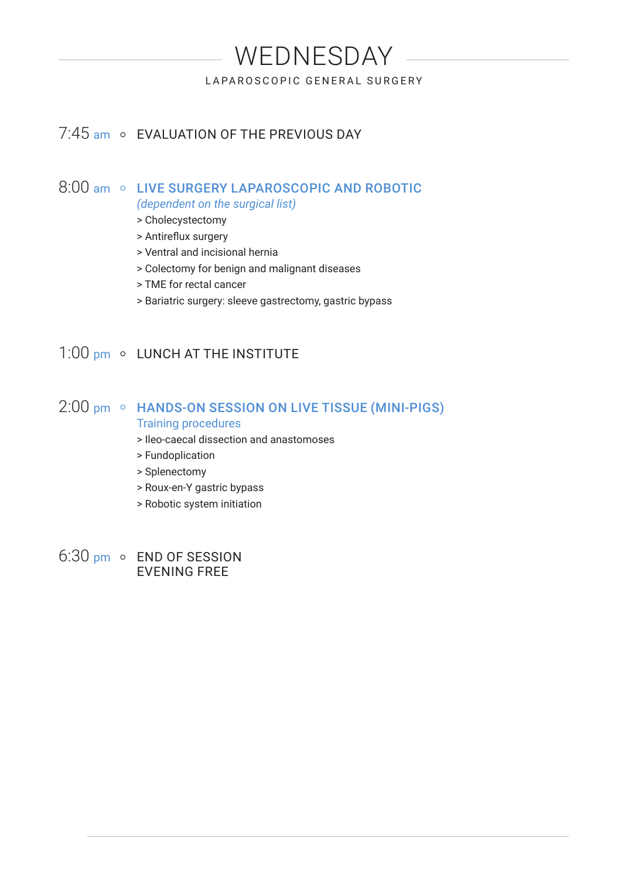# WEDNESDAY

LAPAROSCOPIC GENERAL SURGERY

7:45 am ◦ EVALUATION OF THE PREVIOUS DAY

8:00 am ◦ **LIVE SURGERY LAPAROSCOPIC AND ROBOTIC**

*(dependent on the surgical list)*

> Cholecystectomy
> Antireflux surgery
> Ventral and incisional hernia
> Colectomy for benign and malignant diseases
> TME for rectal cancer
> Bariatric surgery: sleeve gastrectomy, gastric bypass

1:00 pm ◦ LUNCH AT THE INSTITUTE

2:00 pm ◦ **HANDS-ON SESSION ON LIVE TISSUE (MINI-PIGS)**

Training procedures

> Ileo-caecal dissection and anastomoses
> Fundoplication
> Splenectomy
> Roux-en-Y gastric bypass
> Robotic system initiation

6:30 pm ◦ END OF SESSION
EVENING FREE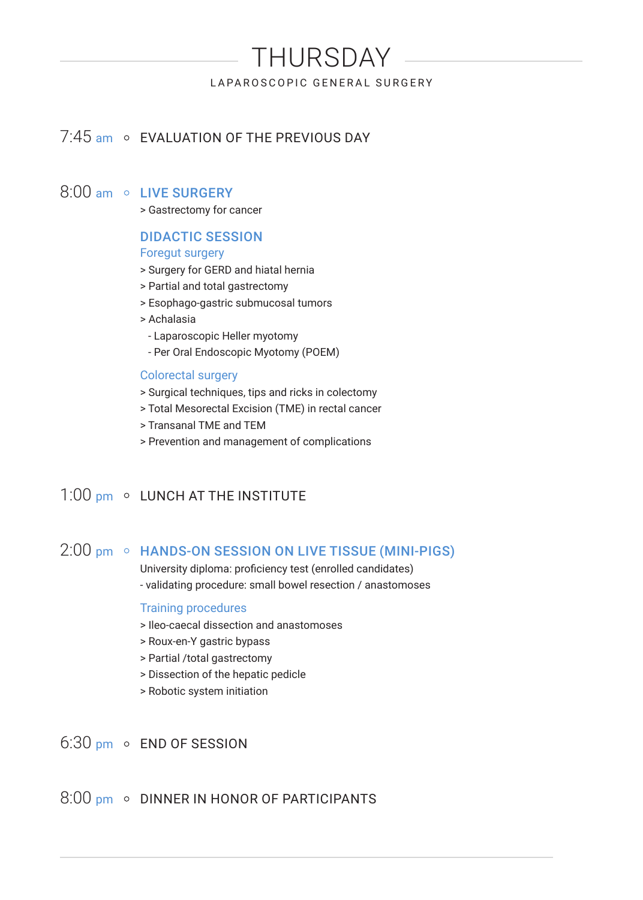# THURSDAY

LAPAROSCOPIC GENERAL SURGERY

7:45 am ○ EVALUATION OF THE PREVIOUS DAY

8:00 am ○ **LIVE SURGERY**

> Gastrectomy for cancer

**DIDACTIC SESSION**

Foregut surgery

> Surgery for GERD and hiatal hernia
> Partial and total gastrectomy
> Esophago-gastric submucosal tumors
> Achalasia
  - Laparoscopic Heller myotomy
  - Per Oral Endoscopic Myotomy (POEM)

Colorectal surgery

> Surgical techniques, tips and ricks in colectomy
> Total Mesorectal Excision (TME) in rectal cancer
> Transanal TME and TEM
> Prevention and management of complications

1:00 pm ○ LUNCH AT THE INSTITUTE

2:00 pm ○ **HANDS-ON SESSION ON LIVE TISSUE (MINI-PIGS)**

University diploma: proficiency test (enrolled candidates)
- validating procedure: small bowel resection / anastomoses

Training procedures

> Ileo-caecal dissection and anastomoses
> Roux-en-Y gastric bypass
> Partial /total gastrectomy
> Dissection of the hepatic pedicle
> Robotic system initiation

6:30 pm ○ END OF SESSION

8:00 pm ○ DINNER IN HONOR OF PARTICIPANTS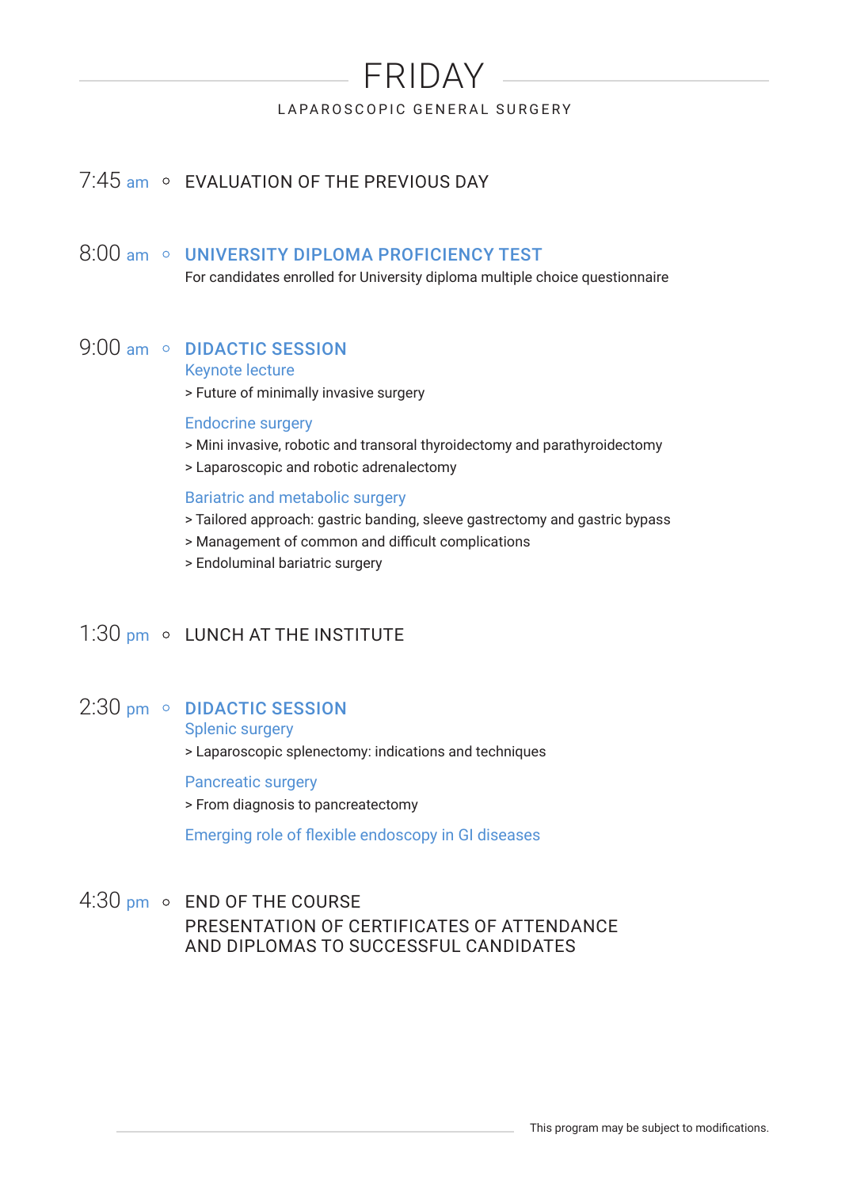# FRIDAY

LAPAROSCOPIC GENERAL SURGERY

7:45 am ◦ EVALUATION OF THE PREVIOUS DAY

8:00 am ◦ **UNIVERSITY DIPLOMA PROFICIENCY TEST**

For candidates enrolled for University diploma multiple choice questionnaire

9:00 am ◦ **DIDACTIC SESSION**

Keynote lecture

> Future of minimally invasive surgery

Endocrine surgery

> Mini invasive, robotic and transoral thyroidectomy and parathyroidectomy

> Laparoscopic and robotic adrenalectomy

Bariatric and metabolic surgery

> Tailored approach: gastric banding, sleeve gastrectomy and gastric bypass

> Management of common and difficult complications

> Endoluminal bariatric surgery

1:30 pm ◦ LUNCH AT THE INSTITUTE

2:30 pm ◦ **DIDACTIC SESSION**

Splenic surgery

> Laparoscopic splenectomy: indications and techniques

Pancreatic surgery

> From diagnosis to pancreatectomy

Emerging role of flexible endoscopy in GI diseases

4:30 pm ◦ END OF THE COURSE

PRESENTATION OF CERTIFICATES OF ATTENDANCE AND DIPLOMAS TO SUCCESSFUL CANDIDATES

This program may be subject to modifications.